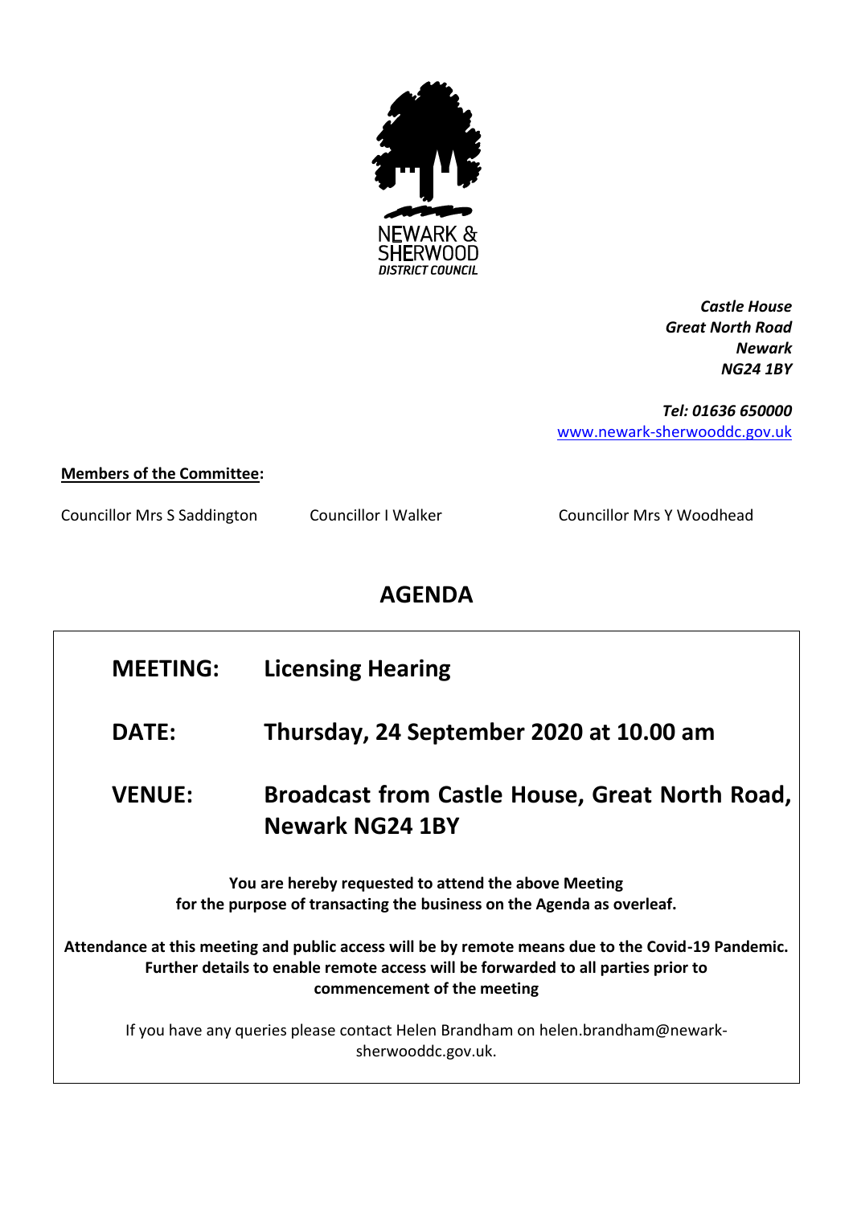NEWARK & SHERWOOD DISTRICT COUNCIL

*Castle House*
*Great North Road*
*Newark*
*NG24 1BY*

*Tel: 01636 650000*
www.newark-sherwooddc.gov.uk

**Members of the Committee:**

Councillor Mrs S Saddington
Councillor I Walker
Councillor Mrs Y Woodhead

# AGENDA

**MEETING:** **Licensing Hearing**

**DATE:** **Thursday, 24 September 2020 at 10.00 am**

**VENUE:** **Broadcast from Castle House, Great North Road, Newark NG24 1BY**

**You are hereby requested to attend the above Meeting for the purpose of transacting the business on the Agenda as overleaf.**

**Attendance at this meeting and public access will be by remote means due to the Covid-19 Pandemic. Further details to enable remote access will be forwarded to all parties prior to commencement of the meeting**

If you have any queries please contact Helen Brandham on helen.brandham@newark-sherwooddc.gov.uk.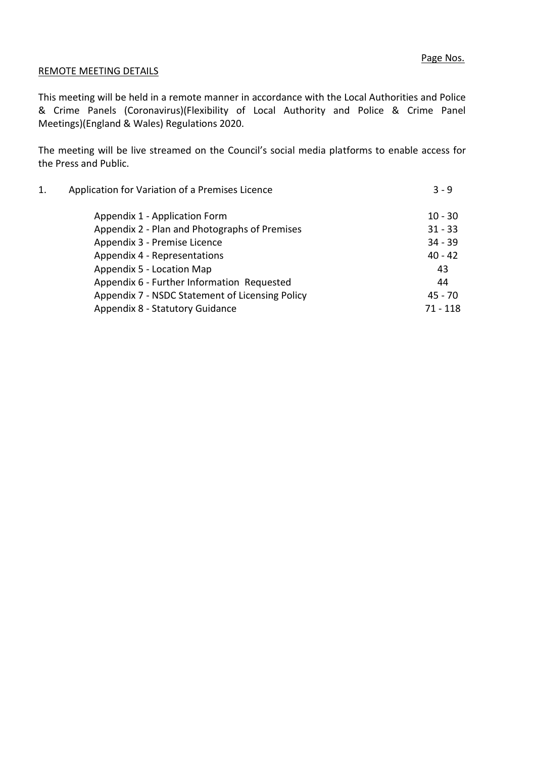Page Nos.

REMOTE MEETING DETAILS

This meeting will be held in a remote manner in accordance with the Local Authorities and Police & Crime Panels (Coronavirus)(Flexibility of Local Authority and Police & Crime Panel Meetings)(England & Wales) Regulations 2020.

The meeting will be live streamed on the Council's social media platforms to enable access for the Press and Public.

| | | |
|---|---|---|
| 1. | Application for Variation of a Premises Licence | 3 - 9 |
| | Appendix 1 - Application Form | 10 - 30 |
| | Appendix 2 - Plan and Photographs of Premises | 31 - 33 |
| | Appendix 3 - Premise Licence | 34 - 39 |
| | Appendix 4 - Representations | 40 - 42 |
| | Appendix 5 - Location Map | 43 |
| | Appendix 6 - Further Information Requested | 44 |
| | Appendix 7 - NSDC Statement of Licensing Policy | 45 - 70 |
| | Appendix 8 - Statutory Guidance | 71 - 118 |